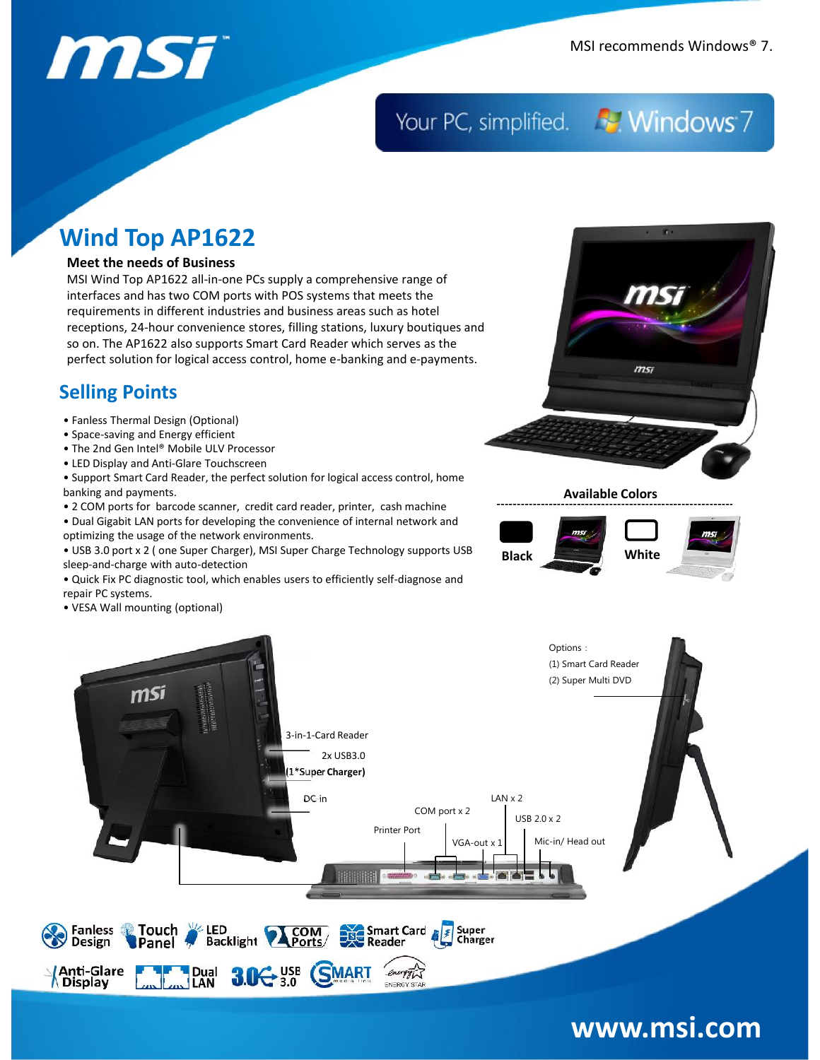MSI recommends Windows® 7.

Your PC, simplified. Windows 7

# Wind Top AP1622

### Meet the needs of Business

MSI Wind Top AP1622 all-in-one PCs supply a comprehensive range of interfaces and has two COM ports with POS systems that meets the requirements in different industries and business areas such as hotel receptions, 24-hour convenience stores, filling stations, luxury boutiques and so on. The AP1622 also supports Smart Card Reader which serves as the perfect solution for logical access control, home e-banking and e-payments.

## Selling Points

- Fanless Thermal Design (Optional)
- Space-saving and Energy efficient
- The 2nd Gen Intel® Mobile ULV Processor
- LED Display and Anti-Glare Touchscreen
- Support Smart Card Reader, the perfect solution for logical access control, home banking and payments.
- 2 COM ports for barcode scanner, credit card reader, printer, cash machine
- Dual Gigabit LAN ports for developing the convenience of internal network and optimizing the usage of the network environments.
- USB 3.0 port x 2 ( one Super Charger), MSI Super Charge Technology supports USB sleep-and-charge with auto-detection
- Quick Fix PC diagnostic tool, which enables users to efficiently self-diagnose and repair PC systems.
- VESA Wall mounting (optional)

**Available Colors**

Black

White

3-in-1-Card Reader

2x USB3.0

(1*Super Charger)

DC-in

COM port x 2

LAN x 2

USB 2.0 x 2

Printer Port

VGA-out x 1

Mic-in/ Head out

Options：

(1) Smart Card Reader

(2) Super Multi DVD

Fanless Design | Touch Panel | LED Backlight | COM Ports | Smart Card Reader | Super Charger

Anti-Glare Display | Dual LAN | USB 3.0 | SMART media link | ENERGY STAR

www.msi.com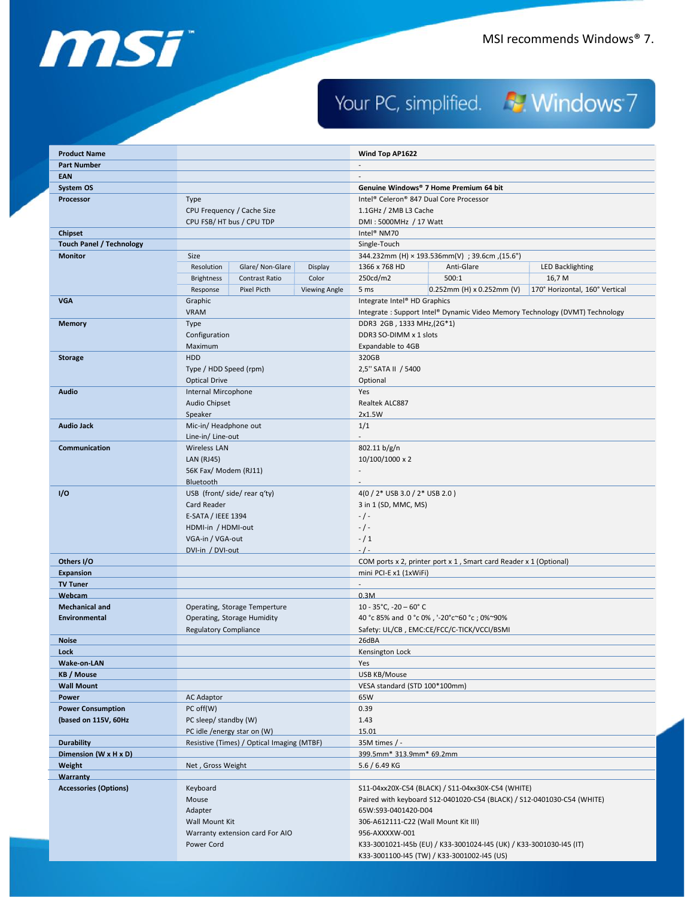MSI recommends Windows® 7.

Your PC, simplified. Windows 7

| | | |
|---|---|---|
| **Product Name** | | **Wind Top AP1622** |
| **Part Number** | | - |
| **EAN** | | - |
| **System OS** | | **Genuine Windows® 7 Home Premium 64 bit** |
| **Processor** | Type | Intel® Celeron® 847 Dual Core Processor |
| | CPU Frequency / Cache Size | 1.1GHz / 2MB L3 Cache |
| | CPU FSB/ HT bus / CPU TDP | DMI : 5000MHz / 17 Watt |
| **Chipset** | | Intel® NM70 |
| **Touch Panel / Technology** | | Single-Touch |
| **Monitor** | Size | 344.232mm (H) × 193.536mm(V) ; 39.6cm ,(15.6") |
| | Resolution / Glare/ Non-Glare / Display | 1366 x 768 HD / Anti-Glare / LED Backlighting |
| | Brightness / Contrast Ratio / Color | 250cd/m2 / 500:1 / 16,7 M |
| | Response / Pixel Picth / Viewing Angle | 5 ms / 0.252mm (H) x 0.252mm (V) / 170° Horizontal, 160° Vertical |
| **VGA** | Graphic | Integrate Intel® HD Graphics |
| | VRAM | Integrate : Support Intel® Dynamic Video Memory Technology (DVMT) Technology |
| **Memory** | Type | DDR3 2GB , 1333 MHz,(2G*1) |
| | Configuration | DDR3 SO-DIMM x 1 slots |
| | Maximum | Expandable to 4GB |
| **Storage** | HDD | 320GB |
| | Type / HDD Speed (rpm) | 2,5'' SATA II / 5400 |
| | Optical Drive | Optional |
| **Audio** | Internal Mircophone | Yes |
| | Audio Chipset | Realtek ALC887 |
| | Speaker | 2x1.5W |
| **Audio Jack** | Mic-in/ Headphone out | 1/1 |
| | Line-in/ Line-out | - |
| **Communication** | Wireless LAN | 802.11 b/g/n |
| | LAN (RJ45) | 10/100/1000 x 2 |
| | 56K Fax/ Modem (RJ11) | - |
| | Bluetooth | - |
| **I/O** | USB (front/ side/ rear q'ty) | 4(0 / 2* USB 3.0 / 2* USB 2.0 ) |
| | Card Reader | 3 in 1 (SD, MMC, MS) |
| | E-SATA / IEEE 1394 | - / - |
| | HDMI-in / HDMI-out | - / - |
| | VGA-in / VGA-out | - / 1 |
| | DVI-in / DVI-out | - / - |
| **Others I/O** | | COM ports x 2, printer port x 1 , Smart card Reader x 1 (Optional) |
| **Expansion** | | mini PCI-E x1 (1xWiFi) |
| **TV Tuner** | | - |
| **Webcam** | | 0.3M |
| **Mechanical and Environmental** | Operating, Storage Temperture | 10 - 35°C, -20 – 60° C |
| | Operating, Storage Humidity | 40 °c 85% and 0 °c 0% , '-20°c~60 °c ; 0%~90% |
| | Regulatory Compliance | Safety: UL/CB , EMC:CE/FCC/C-TICK/VCCI/BSMI |
| **Noise** | | 26dBA |
| **Lock** | | Kensington Lock |
| **Wake-on-LAN** | | Yes |
| **KB / Mouse** | | USB KB/Mouse |
| **Wall Mount** | | VESA standard (STD 100*100mm) |
| **Power** | AC Adaptor | 65W |
| **Power Consumption (based on 115V, 60Hz** | PC off(W) | 0.39 |
| | PC sleep/ standby (W) | 1.43 |
| | PC idle /energy star on (W) | 15.01 |
| **Durability** | Resistive (Times) / Optical Imaging (MTBF) | 35M times / - |
| **Dimension (W x H x D)** | | 399.5mm* 313.9mm* 69.2mm |
| **Weight** | Net , Gross Weight | 5.6 / 6.49 KG |
| **Warranty** | | |
| **Accessories (Options)** | Keyboard | S11-04xx20X-C54 (BLACK) / S11-04xx30X-C54 (WHITE) |
| | Mouse | Paired with keyboard S12-0401020-C54 (BLACK) / S12-0401030-C54 (WHITE) |
| | Adapter | 65W:S93-0401420-D04 |
| | Wall Mount Kit | 306-A612111-C22 (Wall Mount Kit III) |
| | Warranty extension card For AIO | 956-AXXXXW-001 |
| | Power Cord | K33-3001021-I45b (EU) / K33-3001024-I45 (UK) / K33-3001030-I45 (IT) K33-3001100-I45 (TW) / K33-3001002-I45 (US) |